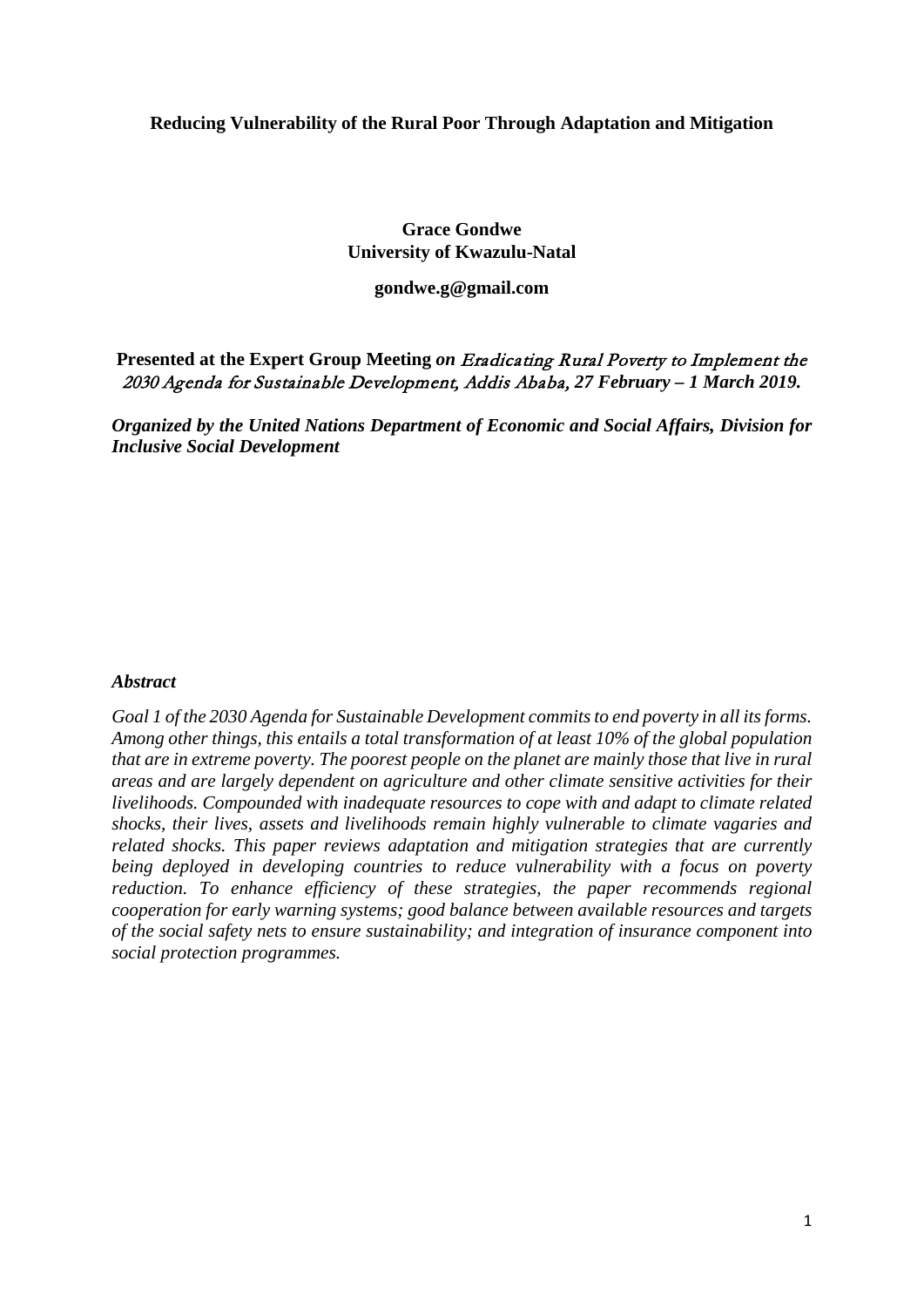**Reducing Vulnerability of the Rural Poor Through Adaptation and Mitigation**

**Grace Gondwe**
**University of Kwazulu-Natal**

**gondwe.g@gmail.com**

**Presented at the Expert Group Meeting *on Eradicating Rural Poverty to Implement the 2030 Agenda for Sustainable Development, Addis Ababa, 27 February – 1 March 2019.***

***Organized by the United Nations Department of Economic and Social Affairs, Division for Inclusive Social Development***

***Abstract***

*Goal 1 of the 2030 Agenda for Sustainable Development commits to end poverty in all its forms. Among other things, this entails a total transformation of at least 10% of the global population that are in extreme poverty. The poorest people on the planet are mainly those that live in rural areas and are largely dependent on agriculture and other climate sensitive activities for their livelihoods. Compounded with inadequate resources to cope with and adapt to climate related shocks, their lives, assets and livelihoods remain highly vulnerable to climate vagaries and related shocks. This paper reviews adaptation and mitigation strategies that are currently being deployed in developing countries to reduce vulnerability with a focus on poverty reduction. To enhance efficiency of these strategies, the paper recommends regional cooperation for early warning systems; good balance between available resources and targets of the social safety nets to ensure sustainability; and integration of insurance component into social protection programmes.*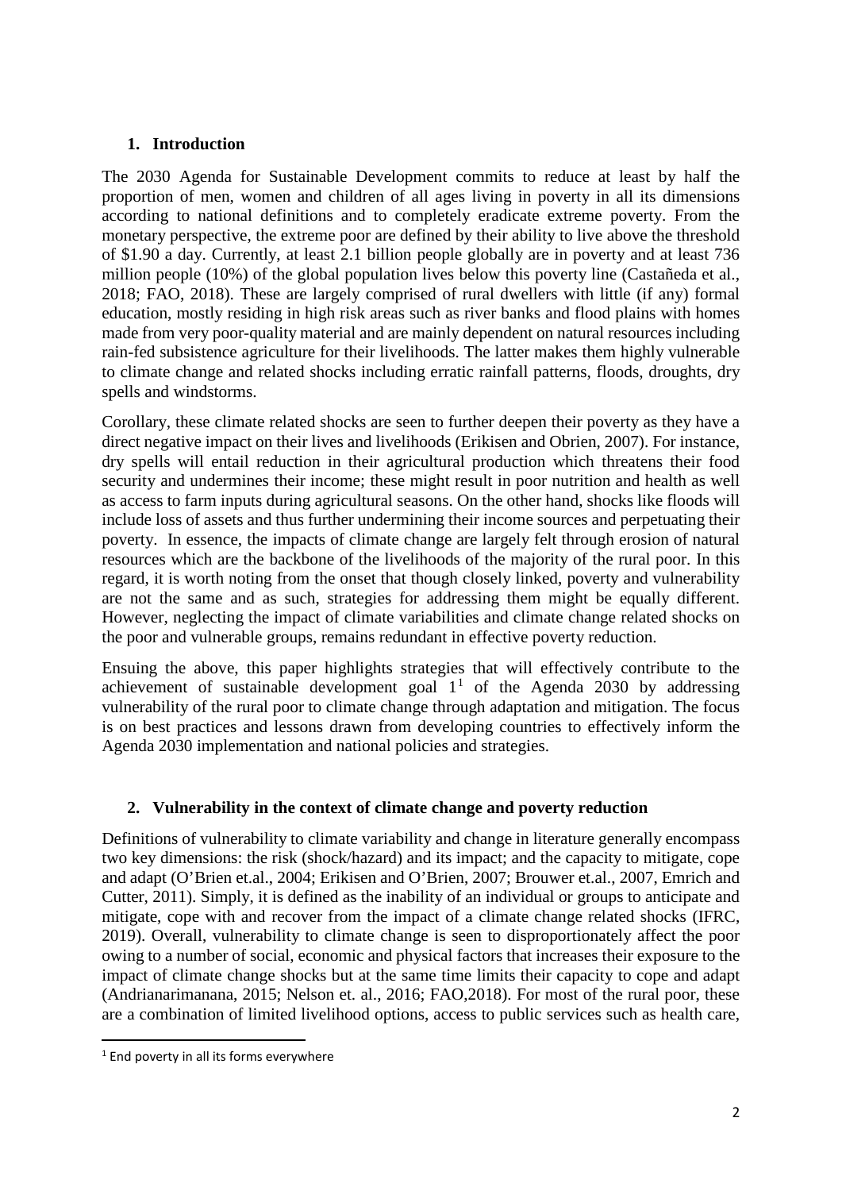## 1. Introduction

The 2030 Agenda for Sustainable Development commits to reduce at least by half the proportion of men, women and children of all ages living in poverty in all its dimensions according to national definitions and to completely eradicate extreme poverty. From the monetary perspective, the extreme poor are defined by their ability to live above the threshold of \$1.90 a day. Currently, at least 2.1 billion people globally are in poverty and at least 736 million people (10%) of the global population lives below this poverty line (Castañeda et al., 2018; FAO, 2018). These are largely comprised of rural dwellers with little (if any) formal education, mostly residing in high risk areas such as river banks and flood plains with homes made from very poor-quality material and are mainly dependent on natural resources including rain-fed subsistence agriculture for their livelihoods. The latter makes them highly vulnerable to climate change and related shocks including erratic rainfall patterns, floods, droughts, dry spells and windstorms.

Corollary, these climate related shocks are seen to further deepen their poverty as they have a direct negative impact on their lives and livelihoods (Erikisen and Obrien, 2007). For instance, dry spells will entail reduction in their agricultural production which threatens their food security and undermines their income; these might result in poor nutrition and health as well as access to farm inputs during agricultural seasons. On the other hand, shocks like floods will include loss of assets and thus further undermining their income sources and perpetuating their poverty. In essence, the impacts of climate change are largely felt through erosion of natural resources which are the backbone of the livelihoods of the majority of the rural poor. In this regard, it is worth noting from the onset that though closely linked, poverty and vulnerability are not the same and as such, strategies for addressing them might be equally different. However, neglecting the impact of climate variabilities and climate change related shocks on the poor and vulnerable groups, remains redundant in effective poverty reduction.

Ensuing the above, this paper highlights strategies that will effectively contribute to the achievement of sustainable development goal 1[1] of the Agenda 2030 by addressing vulnerability of the rural poor to climate change through adaptation and mitigation. The focus is on best practices and lessons drawn from developing countries to effectively inform the Agenda 2030 implementation and national policies and strategies.

## 2. Vulnerability in the context of climate change and poverty reduction

Definitions of vulnerability to climate variability and change in literature generally encompass two key dimensions: the risk (shock/hazard) and its impact; and the capacity to mitigate, cope and adapt (O'Brien et.al., 2004; Erikisen and O'Brien, 2007; Brouwer et.al., 2007, Emrich and Cutter, 2011). Simply, it is defined as the inability of an individual or groups to anticipate and mitigate, cope with and recover from the impact of a climate change related shocks (IFRC, 2019). Overall, vulnerability to climate change is seen to disproportionately affect the poor owing to a number of social, economic and physical factors that increases their exposure to the impact of climate change shocks but at the same time limits their capacity to cope and adapt (Andrianarimanana, 2015; Nelson et. al., 2016; FAO,2018). For most of the rural poor, these are a combination of limited livelihood options, access to public services such as health care,

[1] End poverty in all its forms everywhere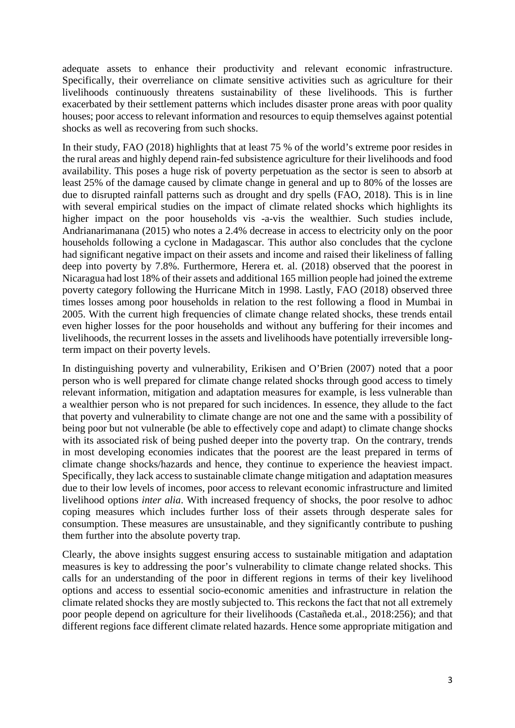adequate assets to enhance their productivity and relevant economic infrastructure. Specifically, their overreliance on climate sensitive activities such as agriculture for their livelihoods continuously threatens sustainability of these livelihoods. This is further exacerbated by their settlement patterns which includes disaster prone areas with poor quality houses; poor access to relevant information and resources to equip themselves against potential shocks as well as recovering from such shocks.

In their study, FAO (2018) highlights that at least 75 % of the world's extreme poor resides in the rural areas and highly depend rain-fed subsistence agriculture for their livelihoods and food availability. This poses a huge risk of poverty perpetuation as the sector is seen to absorb at least 25% of the damage caused by climate change in general and up to 80% of the losses are due to disrupted rainfall patterns such as drought and dry spells (FAO, 2018). This is in line with several empirical studies on the impact of climate related shocks which highlights its higher impact on the poor households vis -a-vis the wealthier. Such studies include, Andrianarimanana (2015) who notes a 2.4% decrease in access to electricity only on the poor households following a cyclone in Madagascar. This author also concludes that the cyclone had significant negative impact on their assets and income and raised their likeliness of falling deep into poverty by 7.8%. Furthermore, Herera et. al. (2018) observed that the poorest in Nicaragua had lost 18% of their assets and additional 165 million people had joined the extreme poverty category following the Hurricane Mitch in 1998. Lastly, FAO (2018) observed three times losses among poor households in relation to the rest following a flood in Mumbai in 2005. With the current high frequencies of climate change related shocks, these trends entail even higher losses for the poor households and without any buffering for their incomes and livelihoods, the recurrent losses in the assets and livelihoods have potentially irreversible long-term impact on their poverty levels.

In distinguishing poverty and vulnerability, Erikisen and O'Brien (2007) noted that a poor person who is well prepared for climate change related shocks through good access to timely relevant information, mitigation and adaptation measures for example, is less vulnerable than a wealthier person who is not prepared for such incidences. In essence, they allude to the fact that poverty and vulnerability to climate change are not one and the same with a possibility of being poor but not vulnerable (be able to effectively cope and adapt) to climate change shocks with its associated risk of being pushed deeper into the poverty trap. On the contrary, trends in most developing economies indicates that the poorest are the least prepared in terms of climate change shocks/hazards and hence, they continue to experience the heaviest impact. Specifically, they lack access to sustainable climate change mitigation and adaptation measures due to their low levels of incomes, poor access to relevant economic infrastructure and limited livelihood options *inter alia*. With increased frequency of shocks, the poor resolve to adhoc coping measures which includes further loss of their assets through desperate sales for consumption. These measures are unsustainable, and they significantly contribute to pushing them further into the absolute poverty trap.

Clearly, the above insights suggest ensuring access to sustainable mitigation and adaptation measures is key to addressing the poor's vulnerability to climate change related shocks. This calls for an understanding of the poor in different regions in terms of their key livelihood options and access to essential socio-economic amenities and infrastructure in relation the climate related shocks they are mostly subjected to. This reckons the fact that not all extremely poor people depend on agriculture for their livelihoods (Castañeda et.al., 2018:256); and that different regions face different climate related hazards. Hence some appropriate mitigation and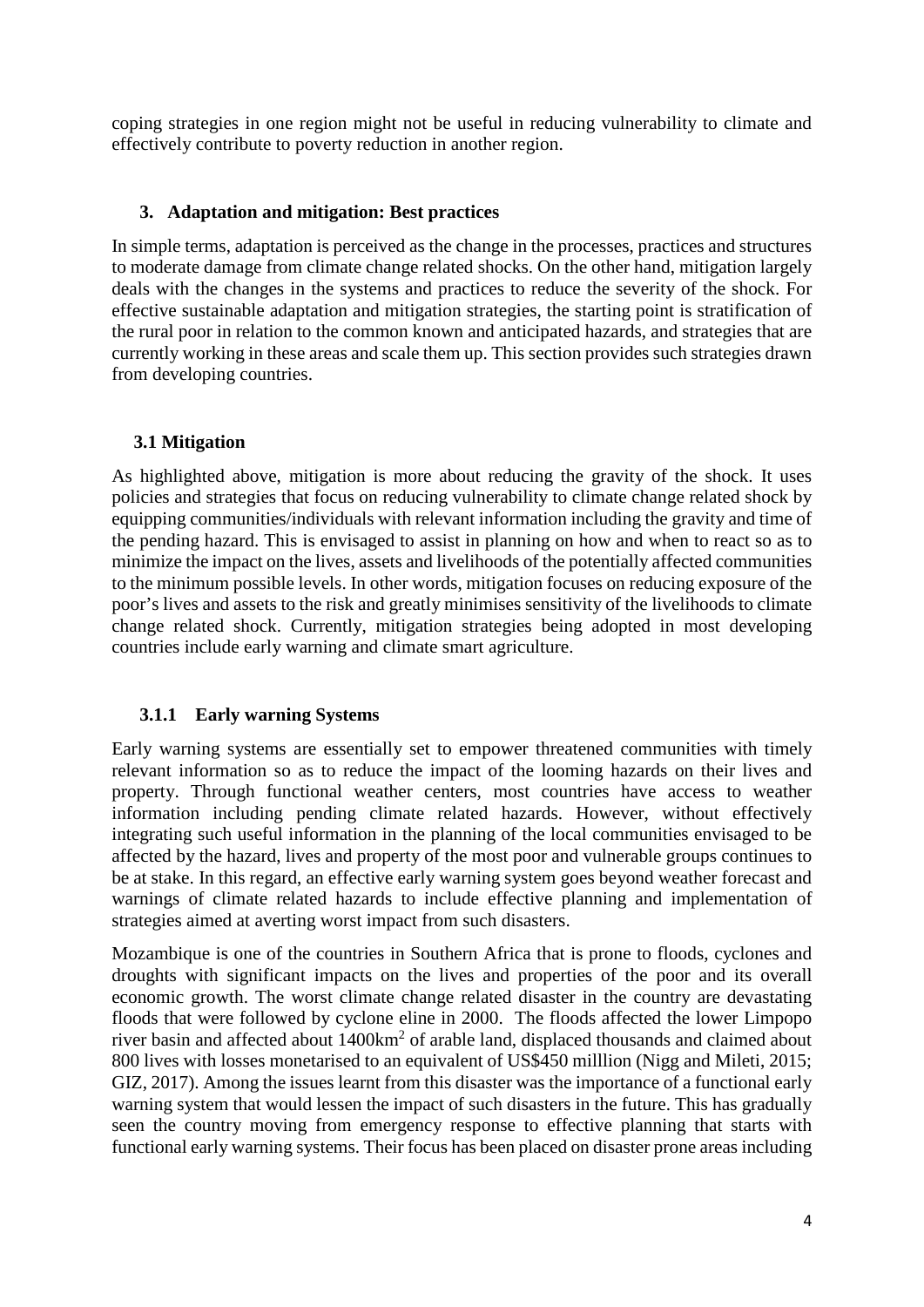coping strategies in one region might not be useful in reducing vulnerability to climate and effectively contribute to poverty reduction in another region.

## 3. Adaptation and mitigation: Best practices

In simple terms, adaptation is perceived as the change in the processes, practices and structures to moderate damage from climate change related shocks. On the other hand, mitigation largely deals with the changes in the systems and practices to reduce the severity of the shock. For effective sustainable adaptation and mitigation strategies, the starting point is stratification of the rural poor in relation to the common known and anticipated hazards, and strategies that are currently working in these areas and scale them up. This section provides such strategies drawn from developing countries.

### 3.1 Mitigation

As highlighted above, mitigation is more about reducing the gravity of the shock. It uses policies and strategies that focus on reducing vulnerability to climate change related shock by equipping communities/individuals with relevant information including the gravity and time of the pending hazard. This is envisaged to assist in planning on how and when to react so as to minimize the impact on the lives, assets and livelihoods of the potentially affected communities to the minimum possible levels. In other words, mitigation focuses on reducing exposure of the poor's lives and assets to the risk and greatly minimises sensitivity of the livelihoods to climate change related shock. Currently, mitigation strategies being adopted in most developing countries include early warning and climate smart agriculture.

#### 3.1.1 Early warning Systems

Early warning systems are essentially set to empower threatened communities with timely relevant information so as to reduce the impact of the looming hazards on their lives and property. Through functional weather centers, most countries have access to weather information including pending climate related hazards. However, without effectively integrating such useful information in the planning of the local communities envisaged to be affected by the hazard, lives and property of the most poor and vulnerable groups continues to be at stake. In this regard, an effective early warning system goes beyond weather forecast and warnings of climate related hazards to include effective planning and implementation of strategies aimed at averting worst impact from such disasters.

Mozambique is one of the countries in Southern Africa that is prone to floods, cyclones and droughts with significant impacts on the lives and properties of the poor and its overall economic growth. The worst climate change related disaster in the country are devastating floods that were followed by cyclone eline in 2000. The floods affected the lower Limpopo river basin and affected about 1400km$^2$ of arable land, displaced thousands and claimed about 800 lives with losses monetarised to an equivalent of US$450 milllion (Nigg and Mileti, 2015; GIZ, 2017). Among the issues learnt from this disaster was the importance of a functional early warning system that would lessen the impact of such disasters in the future. This has gradually seen the country moving from emergency response to effective planning that starts with functional early warning systems. Their focus has been placed on disaster prone areas including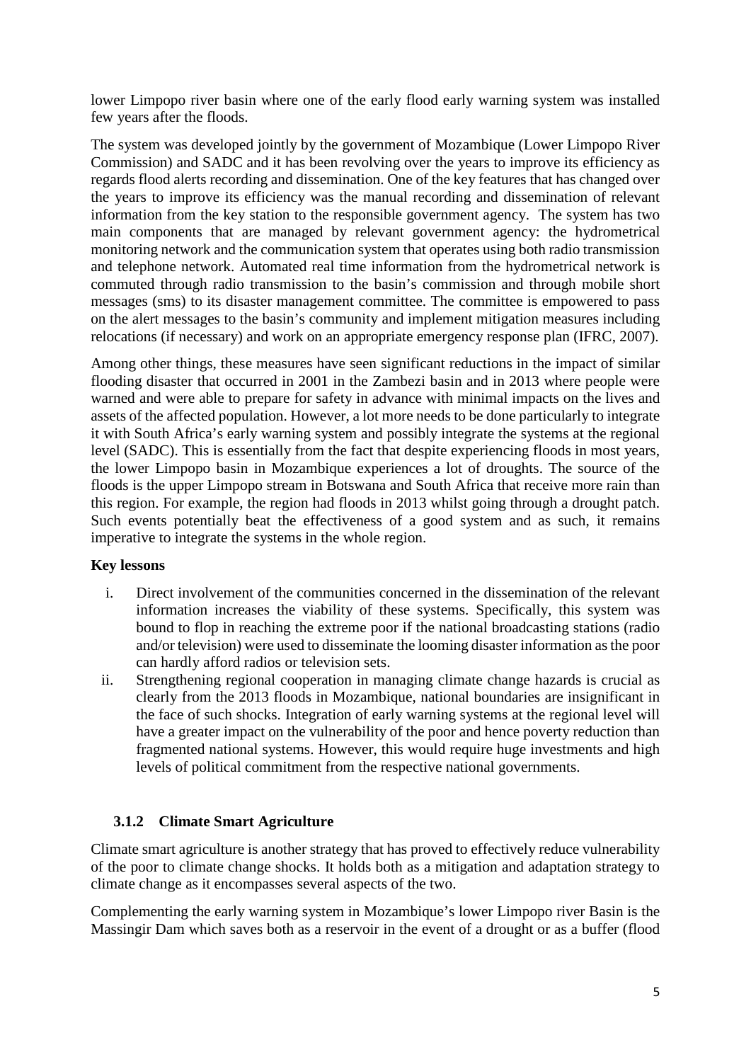lower Limpopo river basin where one of the early flood early warning system was installed few years after the floods.

The system was developed jointly by the government of Mozambique (Lower Limpopo River Commission) and SADC and it has been revolving over the years to improve its efficiency as regards flood alerts recording and dissemination. One of the key features that has changed over the years to improve its efficiency was the manual recording and dissemination of relevant information from the key station to the responsible government agency. The system has two main components that are managed by relevant government agency: the hydrometrical monitoring network and the communication system that operates using both radio transmission and telephone network. Automated real time information from the hydrometrical network is commuted through radio transmission to the basin's commission and through mobile short messages (sms) to its disaster management committee. The committee is empowered to pass on the alert messages to the basin's community and implement mitigation measures including relocations (if necessary) and work on an appropriate emergency response plan (IFRC, 2007).

Among other things, these measures have seen significant reductions in the impact of similar flooding disaster that occurred in 2001 in the Zambezi basin and in 2013 where people were warned and were able to prepare for safety in advance with minimal impacts on the lives and assets of the affected population. However, a lot more needs to be done particularly to integrate it with South Africa's early warning system and possibly integrate the systems at the regional level (SADC). This is essentially from the fact that despite experiencing floods in most years, the lower Limpopo basin in Mozambique experiences a lot of droughts. The source of the floods is the upper Limpopo stream in Botswana and South Africa that receive more rain than this region. For example, the region had floods in 2013 whilst going through a drought patch. Such events potentially beat the effectiveness of a good system and as such, it remains imperative to integrate the systems in the whole region.

**Key lessons**

i. Direct involvement of the communities concerned in the dissemination of the relevant information increases the viability of these systems. Specifically, this system was bound to flop in reaching the extreme poor if the national broadcasting stations (radio and/or television) were used to disseminate the looming disaster information as the poor can hardly afford radios or television sets.

ii. Strengthening regional cooperation in managing climate change hazards is crucial as clearly from the 2013 floods in Mozambique, national boundaries are insignificant in the face of such shocks. Integration of early warning systems at the regional level will have a greater impact on the vulnerability of the poor and hence poverty reduction than fragmented national systems. However, this would require huge investments and high levels of political commitment from the respective national governments.

### 3.1.2 Climate Smart Agriculture

Climate smart agriculture is another strategy that has proved to effectively reduce vulnerability of the poor to climate change shocks. It holds both as a mitigation and adaptation strategy to climate change as it encompasses several aspects of the two.

Complementing the early warning system in Mozambique's lower Limpopo river Basin is the Massingir Dam which saves both as a reservoir in the event of a drought or as a buffer (flood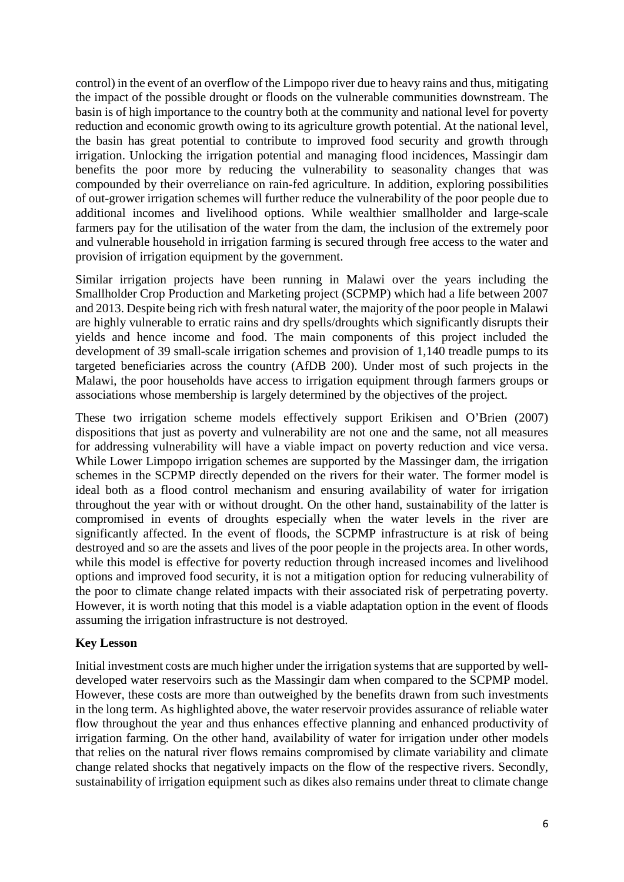control) in the event of an overflow of the Limpopo river due to heavy rains and thus, mitigating the impact of the possible drought or floods on the vulnerable communities downstream. The basin is of high importance to the country both at the community and national level for poverty reduction and economic growth owing to its agriculture growth potential. At the national level, the basin has great potential to contribute to improved food security and growth through irrigation. Unlocking the irrigation potential and managing flood incidences, Massingir dam benefits the poor more by reducing the vulnerability to seasonality changes that was compounded by their overreliance on rain-fed agriculture. In addition, exploring possibilities of out-grower irrigation schemes will further reduce the vulnerability of the poor people due to additional incomes and livelihood options. While wealthier smallholder and large-scale farmers pay for the utilisation of the water from the dam, the inclusion of the extremely poor and vulnerable household in irrigation farming is secured through free access to the water and provision of irrigation equipment by the government.

Similar irrigation projects have been running in Malawi over the years including the Smallholder Crop Production and Marketing project (SCPMP) which had a life between 2007 and 2013. Despite being rich with fresh natural water, the majority of the poor people in Malawi are highly vulnerable to erratic rains and dry spells/droughts which significantly disrupts their yields and hence income and food. The main components of this project included the development of 39 small-scale irrigation schemes and provision of 1,140 treadle pumps to its targeted beneficiaries across the country (AfDB 200). Under most of such projects in the Malawi, the poor households have access to irrigation equipment through farmers groups or associations whose membership is largely determined by the objectives of the project.

These two irrigation scheme models effectively support Erikisen and O'Brien (2007) dispositions that just as poverty and vulnerability are not one and the same, not all measures for addressing vulnerability will have a viable impact on poverty reduction and vice versa. While Lower Limpopo irrigation schemes are supported by the Massinger dam, the irrigation schemes in the SCPMP directly depended on the rivers for their water. The former model is ideal both as a flood control mechanism and ensuring availability of water for irrigation throughout the year with or without drought. On the other hand, sustainability of the latter is compromised in events of droughts especially when the water levels in the river are significantly affected. In the event of floods, the SCPMP infrastructure is at risk of being destroyed and so are the assets and lives of the poor people in the projects area. In other words, while this model is effective for poverty reduction through increased incomes and livelihood options and improved food security, it is not a mitigation option for reducing vulnerability of the poor to climate change related impacts with their associated risk of perpetrating poverty. However, it is worth noting that this model is a viable adaptation option in the event of floods assuming the irrigation infrastructure is not destroyed.

**Key Lesson**

Initial investment costs are much higher under the irrigation systems that are supported by well-developed water reservoirs such as the Massingir dam when compared to the SCPMP model. However, these costs are more than outweighed by the benefits drawn from such investments in the long term. As highlighted above, the water reservoir provides assurance of reliable water flow throughout the year and thus enhances effective planning and enhanced productivity of irrigation farming. On the other hand, availability of water for irrigation under other models that relies on the natural river flows remains compromised by climate variability and climate change related shocks that negatively impacts on the flow of the respective rivers. Secondly, sustainability of irrigation equipment such as dikes also remains under threat to climate change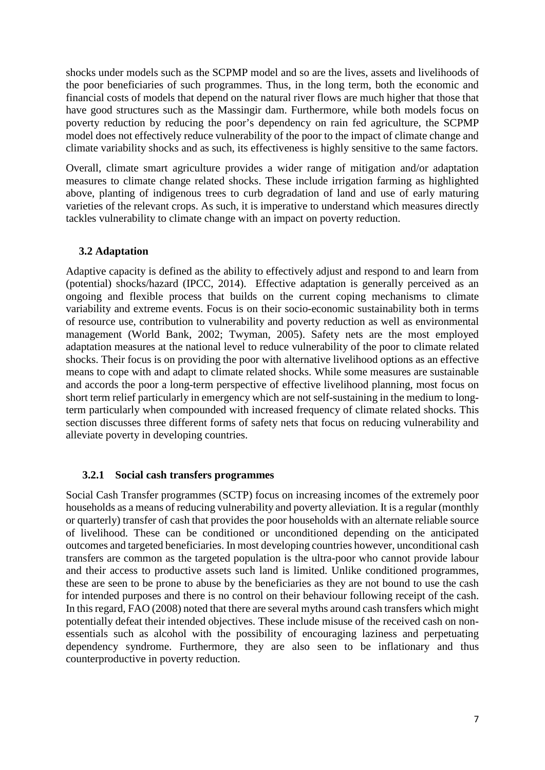shocks under models such as the SCPMP model and so are the lives, assets and livelihoods of the poor beneficiaries of such programmes. Thus, in the long term, both the economic and financial costs of models that depend on the natural river flows are much higher that those that have good structures such as the Massingir dam. Furthermore, while both models focus on poverty reduction by reducing the poor's dependency on rain fed agriculture, the SCPMP model does not effectively reduce vulnerability of the poor to the impact of climate change and climate variability shocks and as such, its effectiveness is highly sensitive to the same factors.

Overall, climate smart agriculture provides a wider range of mitigation and/or adaptation measures to climate change related shocks. These include irrigation farming as highlighted above, planting of indigenous trees to curb degradation of land and use of early maturing varieties of the relevant crops. As such, it is imperative to understand which measures directly tackles vulnerability to climate change with an impact on poverty reduction.

## 3.2 Adaptation

Adaptive capacity is defined as the ability to effectively adjust and respond to and learn from (potential) shocks/hazard (IPCC, 2014). Effective adaptation is generally perceived as an ongoing and flexible process that builds on the current coping mechanisms to climate variability and extreme events. Focus is on their socio-economic sustainability both in terms of resource use, contribution to vulnerability and poverty reduction as well as environmental management (World Bank, 2002; Twyman, 2005). Safety nets are the most employed adaptation measures at the national level to reduce vulnerability of the poor to climate related shocks. Their focus is on providing the poor with alternative livelihood options as an effective means to cope with and adapt to climate related shocks. While some measures are sustainable and accords the poor a long-term perspective of effective livelihood planning, most focus on short term relief particularly in emergency which are not self-sustaining in the medium to long-term particularly when compounded with increased frequency of climate related shocks. This section discusses three different forms of safety nets that focus on reducing vulnerability and alleviate poverty in developing countries.

### 3.2.1 Social cash transfers programmes

Social Cash Transfer programmes (SCTP) focus on increasing incomes of the extremely poor households as a means of reducing vulnerability and poverty alleviation. It is a regular (monthly or quarterly) transfer of cash that provides the poor households with an alternate reliable source of livelihood. These can be conditioned or unconditioned depending on the anticipated outcomes and targeted beneficiaries. In most developing countries however, unconditional cash transfers are common as the targeted population is the ultra-poor who cannot provide labour and their access to productive assets such land is limited. Unlike conditioned programmes, these are seen to be prone to abuse by the beneficiaries as they are not bound to use the cash for intended purposes and there is no control on their behaviour following receipt of the cash. In this regard, FAO (2008) noted that there are several myths around cash transfers which might potentially defeat their intended objectives. These include misuse of the received cash on non-essentials such as alcohol with the possibility of encouraging laziness and perpetuating dependency syndrome. Furthermore, they are also seen to be inflationary and thus counterproductive in poverty reduction.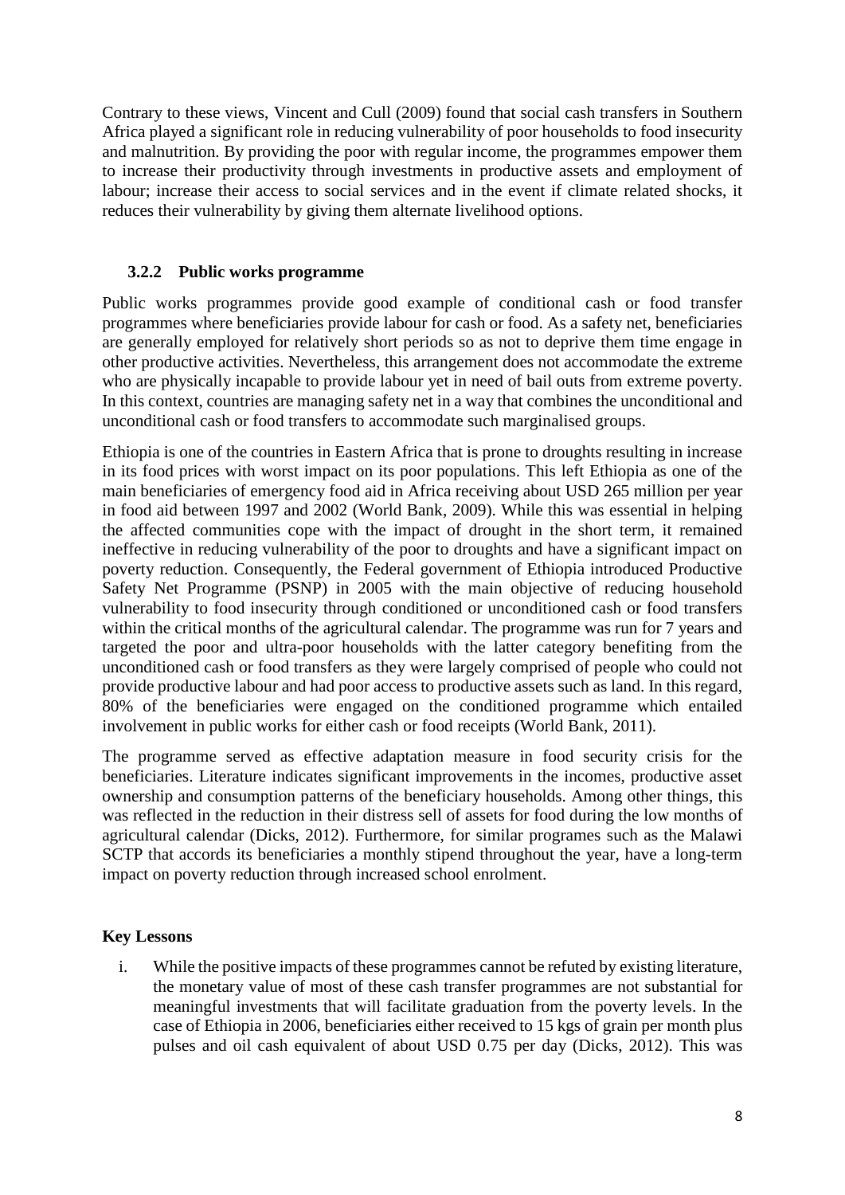Contrary to these views, Vincent and Cull (2009) found that social cash transfers in Southern Africa played a significant role in reducing vulnerability of poor households to food insecurity and malnutrition. By providing the poor with regular income, the programmes empower them to increase their productivity through investments in productive assets and employment of labour; increase their access to social services and in the event if climate related shocks, it reduces their vulnerability by giving them alternate livelihood options.

### 3.2.2 Public works programme

Public works programmes provide good example of conditional cash or food transfer programmes where beneficiaries provide labour for cash or food. As a safety net, beneficiaries are generally employed for relatively short periods so as not to deprive them time engage in other productive activities. Nevertheless, this arrangement does not accommodate the extreme who are physically incapable to provide labour yet in need of bail outs from extreme poverty. In this context, countries are managing safety net in a way that combines the unconditional and unconditional cash or food transfers to accommodate such marginalised groups.

Ethiopia is one of the countries in Eastern Africa that is prone to droughts resulting in increase in its food prices with worst impact on its poor populations. This left Ethiopia as one of the main beneficiaries of emergency food aid in Africa receiving about USD 265 million per year in food aid between 1997 and 2002 (World Bank, 2009). While this was essential in helping the affected communities cope with the impact of drought in the short term, it remained ineffective in reducing vulnerability of the poor to droughts and have a significant impact on poverty reduction. Consequently, the Federal government of Ethiopia introduced Productive Safety Net Programme (PSNP) in 2005 with the main objective of reducing household vulnerability to food insecurity through conditioned or unconditioned cash or food transfers within the critical months of the agricultural calendar. The programme was run for 7 years and targeted the poor and ultra-poor households with the latter category benefiting from the unconditioned cash or food transfers as they were largely comprised of people who could not provide productive labour and had poor access to productive assets such as land. In this regard, 80% of the beneficiaries were engaged on the conditioned programme which entailed involvement in public works for either cash or food receipts (World Bank, 2011).

The programme served as effective adaptation measure in food security crisis for the beneficiaries. Literature indicates significant improvements in the incomes, productive asset ownership and consumption patterns of the beneficiary households. Among other things, this was reflected in the reduction in their distress sell of assets for food during the low months of agricultural calendar (Dicks, 2012). Furthermore, for similar programes such as the Malawi SCTP that accords its beneficiaries a monthly stipend throughout the year, have a long-term impact on poverty reduction through increased school enrolment.

**Key Lessons**

i. While the positive impacts of these programmes cannot be refuted by existing literature, the monetary value of most of these cash transfer programmes are not substantial for meaningful investments that will facilitate graduation from the poverty levels. In the case of Ethiopia in 2006, beneficiaries either received to 15 kgs of grain per month plus pulses and oil cash equivalent of about USD 0.75 per day (Dicks, 2012). This was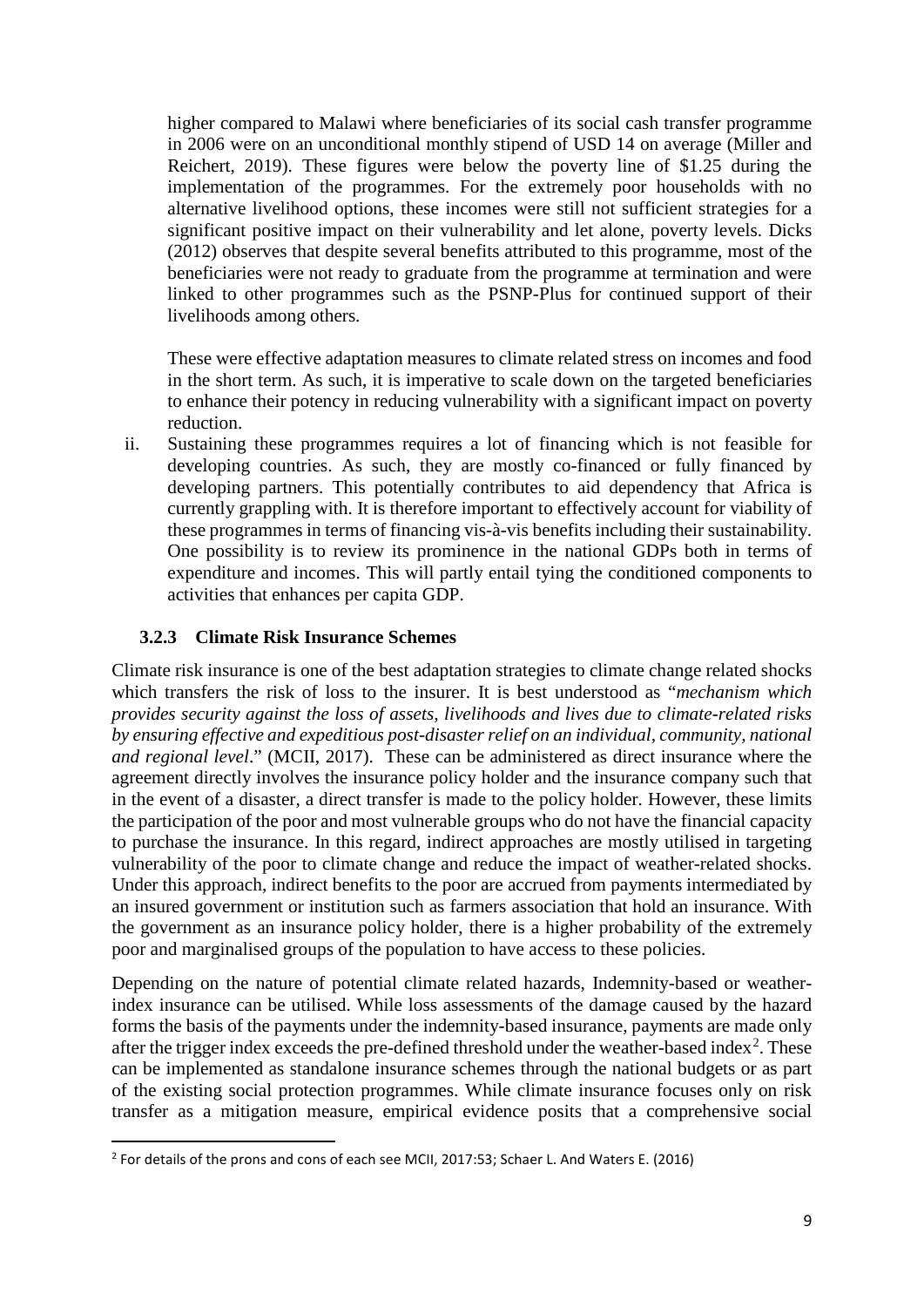higher compared to Malawi where beneficiaries of its social cash transfer programme in 2006 were on an unconditional monthly stipend of USD 14 on average (Miller and Reichert, 2019). These figures were below the poverty line of $1.25 during the implementation of the programmes. For the extremely poor households with no alternative livelihood options, these incomes were still not sufficient strategies for a significant positive impact on their vulnerability and let alone, poverty levels. Dicks (2012) observes that despite several benefits attributed to this programme, most of the beneficiaries were not ready to graduate from the programme at termination and were linked to other programmes such as the PSNP-Plus for continued support of their livelihoods among others.

These were effective adaptation measures to climate related stress on incomes and food in the short term. As such, it is imperative to scale down on the targeted beneficiaries to enhance their potency in reducing vulnerability with a significant impact on poverty reduction.

ii. Sustaining these programmes requires a lot of financing which is not feasible for developing countries. As such, they are mostly co-financed or fully financed by developing partners. This potentially contributes to aid dependency that Africa is currently grappling with. It is therefore important to effectively account for viability of these programmes in terms of financing vis-à-vis benefits including their sustainability. One possibility is to review its prominence in the national GDPs both in terms of expenditure and incomes. This will partly entail tying the conditioned components to activities that enhances per capita GDP.

### 3.2.3 Climate Risk Insurance Schemes

Climate risk insurance is one of the best adaptation strategies to climate change related shocks which transfers the risk of loss to the insurer. It is best understood as "*mechanism which provides security against the loss of assets, livelihoods and lives due to climate-related risks by ensuring effective and expeditious post-disaster relief on an individual, community, national and regional level*." (MCII, 2017). These can be administered as direct insurance where the agreement directly involves the insurance policy holder and the insurance company such that in the event of a disaster, a direct transfer is made to the policy holder. However, these limits the participation of the poor and most vulnerable groups who do not have the financial capacity to purchase the insurance. In this regard, indirect approaches are mostly utilised in targeting vulnerability of the poor to climate change and reduce the impact of weather-related shocks. Under this approach, indirect benefits to the poor are accrued from payments intermediated by an insured government or institution such as farmers association that hold an insurance. With the government as an insurance policy holder, there is a higher probability of the extremely poor and marginalised groups of the population to have access to these policies.

Depending on the nature of potential climate related hazards, Indemnity-based or weather-index insurance can be utilised. While loss assessments of the damage caused by the hazard forms the basis of the payments under the indemnity-based insurance, payments are made only after the trigger index exceeds the pre-defined threshold under the weather-based index[2]. These can be implemented as standalone insurance schemes through the national budgets or as part of the existing social protection programmes. While climate insurance focuses only on risk transfer as a mitigation measure, empirical evidence posits that a comprehensive social

[2] For details of the prons and cons of each see MCII, 2017:53; Schaer L. And Waters E. (2016)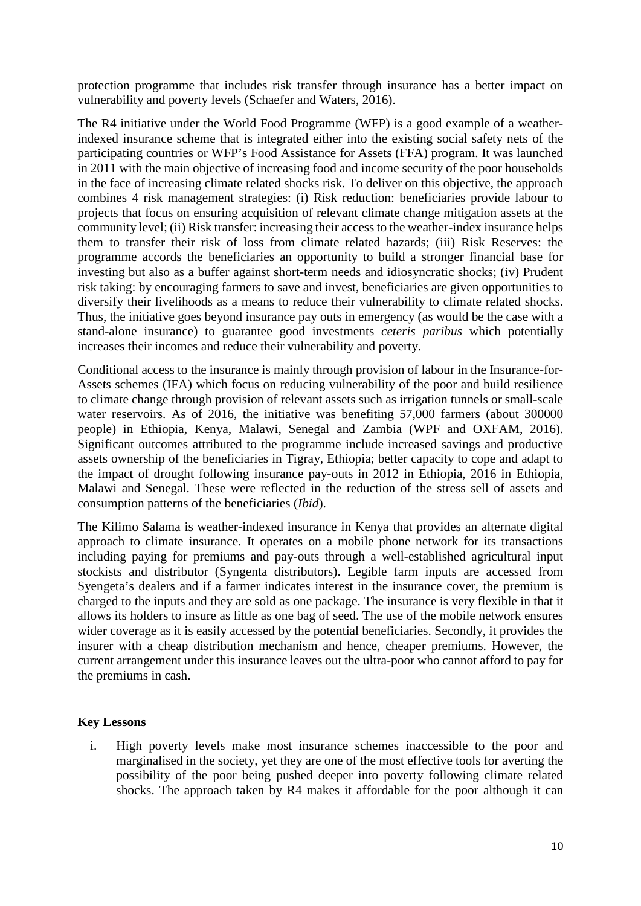protection programme that includes risk transfer through insurance has a better impact on vulnerability and poverty levels (Schaefer and Waters, 2016).

The R4 initiative under the World Food Programme (WFP) is a good example of a weather-indexed insurance scheme that is integrated either into the existing social safety nets of the participating countries or WFP's Food Assistance for Assets (FFA) program. It was launched in 2011 with the main objective of increasing food and income security of the poor households in the face of increasing climate related shocks risk. To deliver on this objective, the approach combines 4 risk management strategies: (i) Risk reduction: beneficiaries provide labour to projects that focus on ensuring acquisition of relevant climate change mitigation assets at the community level; (ii) Risk transfer: increasing their access to the weather-index insurance helps them to transfer their risk of loss from climate related hazards; (iii) Risk Reserves: the programme accords the beneficiaries an opportunity to build a stronger financial base for investing but also as a buffer against short-term needs and idiosyncratic shocks; (iv) Prudent risk taking: by encouraging farmers to save and invest, beneficiaries are given opportunities to diversify their livelihoods as a means to reduce their vulnerability to climate related shocks. Thus, the initiative goes beyond insurance pay outs in emergency (as would be the case with a stand-alone insurance) to guarantee good investments *ceteris paribus* which potentially increases their incomes and reduce their vulnerability and poverty.

Conditional access to the insurance is mainly through provision of labour in the Insurance-for-Assets schemes (IFA) which focus on reducing vulnerability of the poor and build resilience to climate change through provision of relevant assets such as irrigation tunnels or small-scale water reservoirs. As of 2016, the initiative was benefiting 57,000 farmers (about 300000 people) in Ethiopia, Kenya, Malawi, Senegal and Zambia (WPF and OXFAM, 2016). Significant outcomes attributed to the programme include increased savings and productive assets ownership of the beneficiaries in Tigray, Ethiopia; better capacity to cope and adapt to the impact of drought following insurance pay-outs in 2012 in Ethiopia, 2016 in Ethiopia, Malawi and Senegal. These were reflected in the reduction of the stress sell of assets and consumption patterns of the beneficiaries (*Ibid*).

The Kilimo Salama is weather-indexed insurance in Kenya that provides an alternate digital approach to climate insurance. It operates on a mobile phone network for its transactions including paying for premiums and pay-outs through a well-established agricultural input stockists and distributor (Syngenta distributors). Legible farm inputs are accessed from Syengeta's dealers and if a farmer indicates interest in the insurance cover, the premium is charged to the inputs and they are sold as one package. The insurance is very flexible in that it allows its holders to insure as little as one bag of seed. The use of the mobile network ensures wider coverage as it is easily accessed by the potential beneficiaries. Secondly, it provides the insurer with a cheap distribution mechanism and hence, cheaper premiums. However, the current arrangement under this insurance leaves out the ultra-poor who cannot afford to pay for the premiums in cash.

**Key Lessons**

i. High poverty levels make most insurance schemes inaccessible to the poor and marginalised in the society, yet they are one of the most effective tools for averting the possibility of the poor being pushed deeper into poverty following climate related shocks. The approach taken by R4 makes it affordable for the poor although it can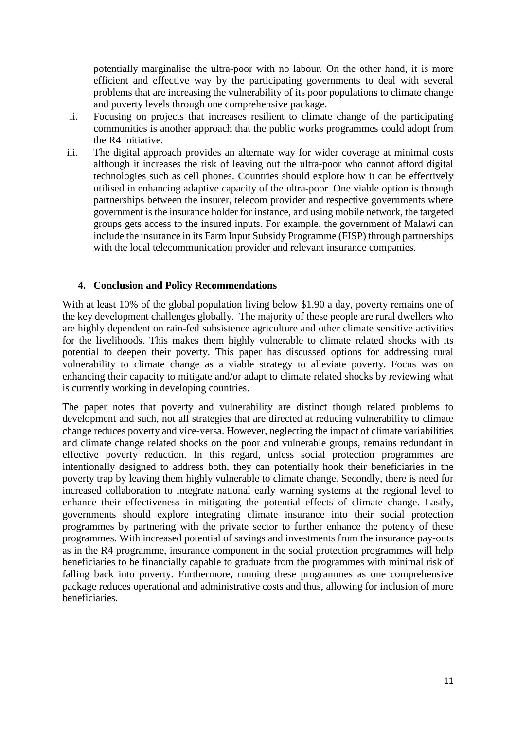potentially marginalise the ultra-poor with no labour. On the other hand, it is more efficient and effective way by the participating governments to deal with several problems that are increasing the vulnerability of its poor populations to climate change and poverty levels through one comprehensive package.

ii. Focusing on projects that increases resilient to climate change of the participating communities is another approach that the public works programmes could adopt from the R4 initiative.

iii. The digital approach provides an alternate way for wider coverage at minimal costs although it increases the risk of leaving out the ultra-poor who cannot afford digital technologies such as cell phones. Countries should explore how it can be effectively utilised in enhancing adaptive capacity of the ultra-poor. One viable option is through partnerships between the insurer, telecom provider and respective governments where government is the insurance holder for instance, and using mobile network, the targeted groups gets access to the insured inputs. For example, the government of Malawi can include the insurance in its Farm Input Subsidy Programme (FISP) through partnerships with the local telecommunication provider and relevant insurance companies.

## 4. Conclusion and Policy Recommendations

With at least 10% of the global population living below $1.90 a day, poverty remains one of the key development challenges globally. The majority of these people are rural dwellers who are highly dependent on rain-fed subsistence agriculture and other climate sensitive activities for the livelihoods. This makes them highly vulnerable to climate related shocks with its potential to deepen their poverty. This paper has discussed options for addressing rural vulnerability to climate change as a viable strategy to alleviate poverty. Focus was on enhancing their capacity to mitigate and/or adapt to climate related shocks by reviewing what is currently working in developing countries.

The paper notes that poverty and vulnerability are distinct though related problems to development and such, not all strategies that are directed at reducing vulnerability to climate change reduces poverty and vice-versa. However, neglecting the impact of climate variabilities and climate change related shocks on the poor and vulnerable groups, remains redundant in effective poverty reduction. In this regard, unless social protection programmes are intentionally designed to address both, they can potentially hook their beneficiaries in the poverty trap by leaving them highly vulnerable to climate change. Secondly, there is need for increased collaboration to integrate national early warning systems at the regional level to enhance their effectiveness in mitigating the potential effects of climate change. Lastly, governments should explore integrating climate insurance into their social protection programmes by partnering with the private sector to further enhance the potency of these programmes. With increased potential of savings and investments from the insurance pay-outs as in the R4 programme, insurance component in the social protection programmes will help beneficiaries to be financially capable to graduate from the programmes with minimal risk of falling back into poverty. Furthermore, running these programmes as one comprehensive package reduces operational and administrative costs and thus, allowing for inclusion of more beneficiaries.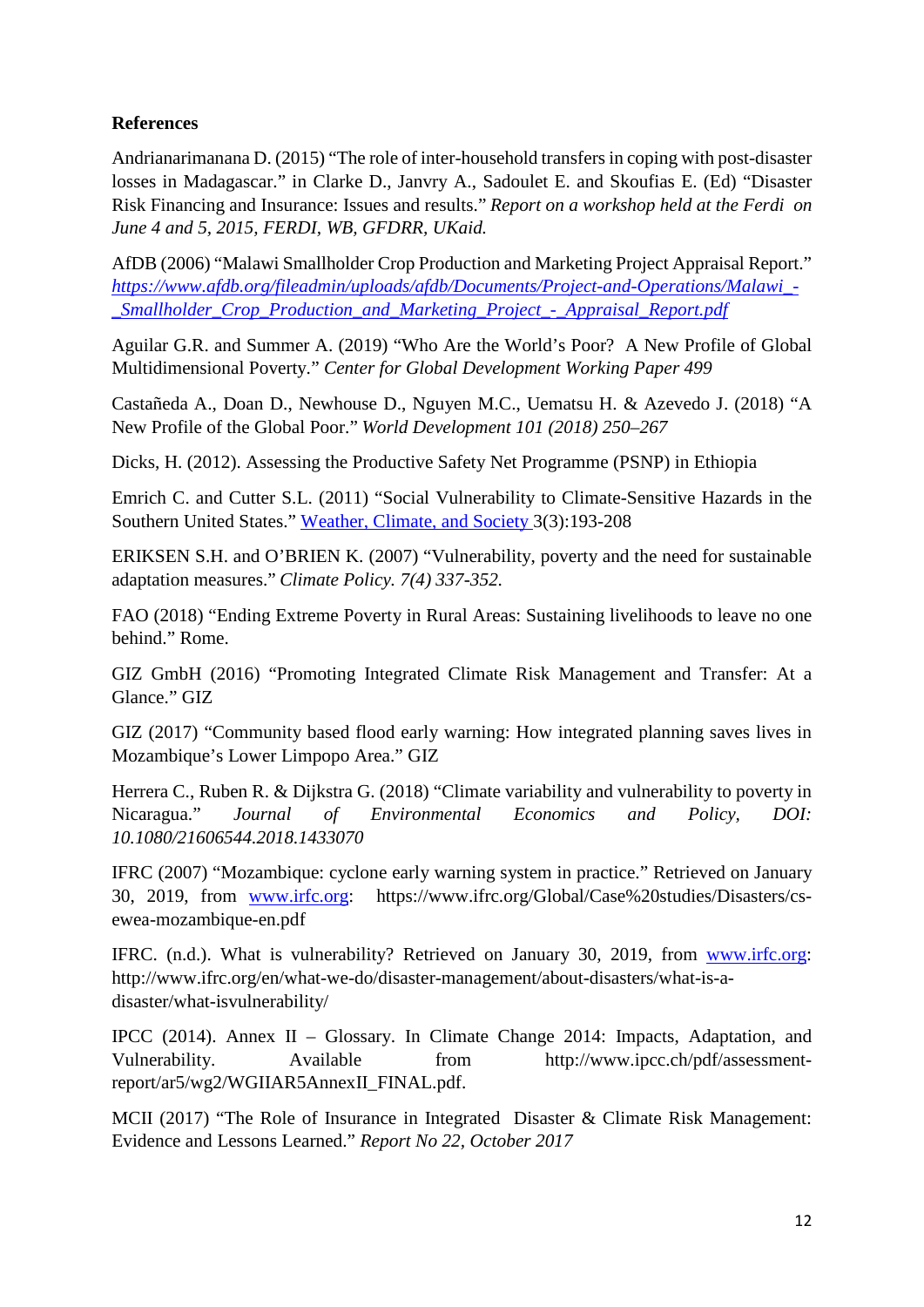**References**

Andrianarimanana D. (2015) "The role of inter-household transfers in coping with post-disaster losses in Madagascar." in Clarke D., Janvry A., Sadoulet E. and Skoufias E. (Ed) "Disaster Risk Financing and Insurance: Issues and results." *Report on a workshop held at the Ferdi on June 4 and 5, 2015, FERDI, WB, GFDRR, UKaid.*

AfDB (2006) "Malawi Smallholder Crop Production and Marketing Project Appraisal Report." *https://www.afdb.org/fileadmin/uploads/afdb/Documents/Project-and-Operations/Malawi_-_Smallholder_Crop_Production_and_Marketing_Project_-_Appraisal_Report.pdf*

Aguilar G.R. and Summer A. (2019) "Who Are the World's Poor? A New Profile of Global Multidimensional Poverty." *Center for Global Development Working Paper 499*

Castañeda A., Doan D., Newhouse D., Nguyen M.C., Uematsu H. & Azevedo J. (2018) "A New Profile of the Global Poor." *World Development 101 (2018) 250–267*

Dicks, H. (2012). Assessing the Productive Safety Net Programme (PSNP) in Ethiopia

Emrich C. and Cutter S.L. (2011) "Social Vulnerability to Climate-Sensitive Hazards in the Southern United States." Weather, Climate, and Society 3(3):193-208

ERIKSEN S.H. and O'BRIEN K. (2007) "Vulnerability, poverty and the need for sustainable adaptation measures." *Climate Policy. 7(4) 337-352.*

FAO (2018) "Ending Extreme Poverty in Rural Areas: Sustaining livelihoods to leave no one behind." Rome.

GIZ GmbH (2016) "Promoting Integrated Climate Risk Management and Transfer: At a Glance." GIZ

GIZ (2017) "Community based flood early warning: How integrated planning saves lives in Mozambique's Lower Limpopo Area." GIZ

Herrera C., Ruben R. & Dijkstra G. (2018) "Climate variability and vulnerability to poverty in Nicaragua." *Journal of Environmental Economics and Policy, DOI: 10.1080/21606544.2018.1433070*

IFRC (2007) "Mozambique: cyclone early warning system in practice." Retrieved on January 30, 2019, from www.irfc.org: https://www.ifrc.org/Global/Case%20studies/Disasters/cs-ewea-mozambique-en.pdf

IFRC. (n.d.). What is vulnerability? Retrieved on January 30, 2019, from www.irfc.org: http://www.ifrc.org/en/what-we-do/disaster-management/about-disasters/what-is-a-disaster/what-isvulnerability/

IPCC (2014). Annex II – Glossary. In Climate Change 2014: Impacts, Adaptation, and Vulnerability. Available from http://www.ipcc.ch/pdf/assessment-report/ar5/wg2/WGIIAR5AnnexII_FINAL.pdf.

MCII (2017) "The Role of Insurance in Integrated Disaster & Climate Risk Management: Evidence and Lessons Learned." *Report No 22, October 2017*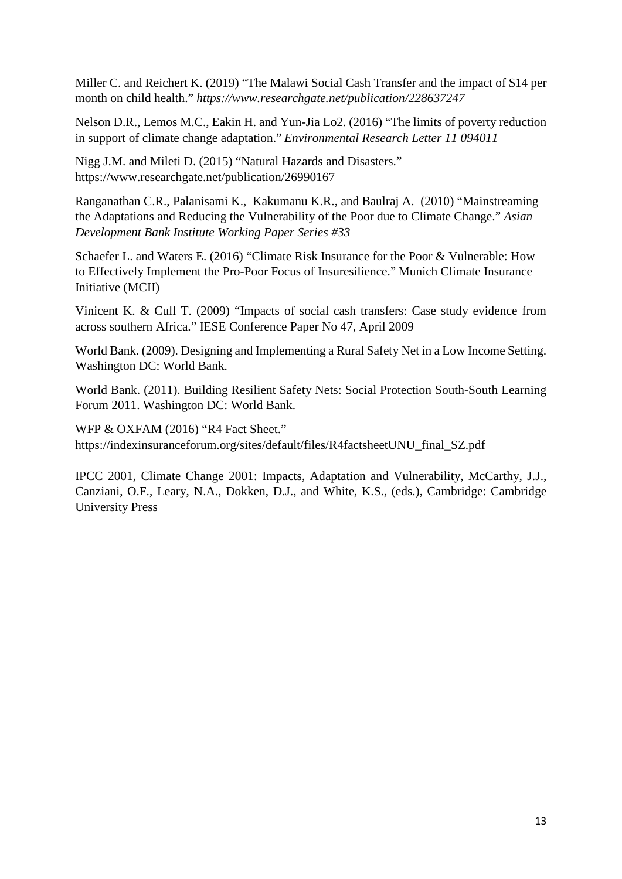Miller C. and Reichert K. (2019) "The Malawi Social Cash Transfer and the impact of $14 per month on child health." *https://www.researchgate.net/publication/228637247*

Nelson D.R., Lemos M.C., Eakin H. and Yun-Jia Lo2. (2016) "The limits of poverty reduction in support of climate change adaptation." *Environmental Research Letter 11 094011*

Nigg J.M. and Mileti D. (2015) "Natural Hazards and Disasters." https://www.researchgate.net/publication/26990167

Ranganathan C.R., Palanisami K., Kakumanu K.R., and Baulraj A. (2010) "Mainstreaming the Adaptations and Reducing the Vulnerability of the Poor due to Climate Change." *Asian Development Bank Institute Working Paper Series #33*

Schaefer L. and Waters E. (2016) "Climate Risk Insurance for the Poor & Vulnerable: How to Effectively Implement the Pro-Poor Focus of Insuresilience." Munich Climate Insurance Initiative (MCII)

Vinicent K. & Cull T. (2009) "Impacts of social cash transfers: Case study evidence from across southern Africa." IESE Conference Paper No 47, April 2009

World Bank. (2009). Designing and Implementing a Rural Safety Net in a Low Income Setting. Washington DC: World Bank.

World Bank. (2011). Building Resilient Safety Nets: Social Protection South-South Learning Forum 2011. Washington DC: World Bank.

WFP & OXFAM (2016) "R4 Fact Sheet." https://indexinsuranceforum.org/sites/default/files/R4factsheetUNU_final_SZ.pdf

IPCC 2001, Climate Change 2001: Impacts, Adaptation and Vulnerability, McCarthy, J.J., Canziani, O.F., Leary, N.A., Dokken, D.J., and White, K.S., (eds.), Cambridge: Cambridge University Press